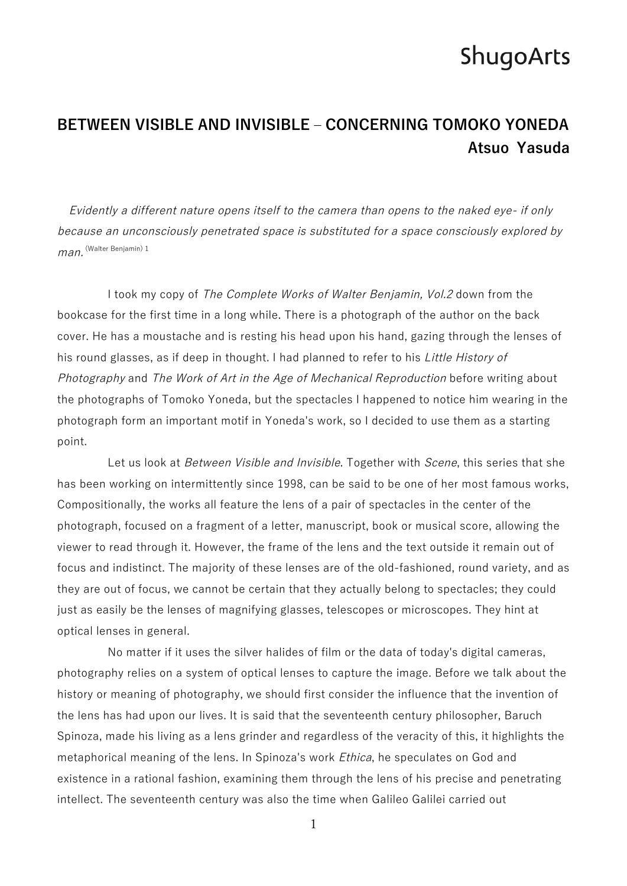ShugoArts

## BETWEEN VISIBLE AND INVISIBLE – CONCERNING TOMOKO YONEDA

**Atsuo Yasuda**

*Evidently a different nature opens itself to the camera than opens to the naked eye- if only because an unconsciously penetrated space is substituted for a space consciously explored by man.* (Walter Benjamin) 1

I took my copy of *The Complete Works of Walter Benjamin, Vol.2* down from the bookcase for the first time in a long while. There is a photograph of the author on the back cover. He has a moustache and is resting his head upon his hand, gazing through the lenses of his round glasses, as if deep in thought. I had planned to refer to his *Little History of Photography* and *The Work of Art in the Age of Mechanical Reproduction* before writing about the photographs of Tomoko Yoneda, but the spectacles I happened to notice him wearing in the photograph form an important motif in Yoneda's work, so I decided to use them as a starting point.

Let us look at *Between Visible and Invisible*. Together with *Scene*, this series that she has been working on intermittently since 1998, can be said to be one of her most famous works, Compositionally, the works all feature the lens of a pair of spectacles in the center of the photograph, focused on a fragment of a letter, manuscript, book or musical score, allowing the viewer to read through it. However, the frame of the lens and the text outside it remain out of focus and indistinct. The majority of these lenses are of the old-fashioned, round variety, and as they are out of focus, we cannot be certain that they actually belong to spectacles; they could just as easily be the lenses of magnifying glasses, telescopes or microscopes. They hint at optical lenses in general.

No matter if it uses the silver halides of film or the data of today's digital cameras, photography relies on a system of optical lenses to capture the image. Before we talk about the history or meaning of photography, we should first consider the influence that the invention of the lens has had upon our lives. It is said that the seventeenth century philosopher, Baruch Spinoza, made his living as a lens grinder and regardless of the veracity of this, it highlights the metaphorical meaning of the lens. In Spinoza's work *Ethica*, he speculates on God and existence in a rational fashion, examining them through the lens of his precise and penetrating intellect. The seventeenth century was also the time when Galileo Galilei carried out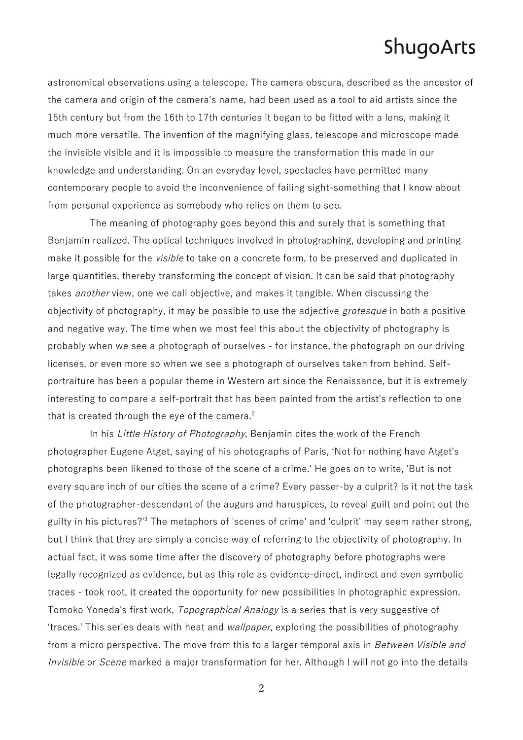astronomical observations using a telescope. The camera obscura, described as the ancestor of the camera and origin of the camera's name, had been used as a tool to aid artists since the 15th century but from the 16th to 17th centuries it began to be fitted with a lens, making it much more versatile. The invention of the magnifying glass, telescope and microscope made the invisible visible and it is impossible to measure the transformation this made in our knowledge and understanding. On an everyday level, spectacles have permitted many contemporary people to avoid the inconvenience of failing sight-something that I know about from personal experience as somebody who relies on them to see.

The meaning of photography goes beyond this and surely that is something that Benjamin realized. The optical techniques involved in photographing, developing and printing make it possible for the *visible* to take on a concrete form, to be preserved and duplicated in large quantities, thereby transforming the concept of vision. It can be said that photography takes *another* view, one we call objective, and makes it tangible. When discussing the objectivity of photography, it may be possible to use the adjective *grotesque* in both a positive and negative way. The time when we most feel this about the objectivity of photography is probably when we see a photograph of ourselves - for instance, the photograph on our driving licenses, or even more so when we see a photograph of ourselves taken from behind. Self-portraiture has been a popular theme in Western art since the Renaissance, but it is extremely interesting to compare a self-portrait that has been painted from the artist's reflection to one that is created through the eye of the camera.[2]

In his *Little History of Photography*, Benjamin cites the work of the French photographer Eugene Atget, saying of his photographs of Paris, 'Not for nothing have Atget's photographs been likened to those of the scene of a crime.' He goes on to write, 'But is not every square inch of our cities the scene of a crime? Every passer-by a culprit? Is it not the task of the photographer-descendant of the augurs and haruspices, to reveal guilt and point out the guilty in his pictures?'[3] The metaphors of 'scenes of crime' and 'culprit' may seem rather strong, but I think that they are simply a concise way of referring to the objectivity of photography. In actual fact, it was some time after the discovery of photography before photographs were legally recognized as evidence, but as this role as evidence-direct, indirect and even symbolic traces - took root, it created the opportunity for new possibilities in photographic expression. Tomoko Yoneda's first work, *Topographical Analogy* is a series that is very suggestive of 'traces.' This series deals with heat and *wallpaper*, exploring the possibilities of photography from a micro perspective. The move from this to a larger temporal axis in *Between Visible and Invisible* or *Scene* marked a major transformation for her. Although I will not go into the details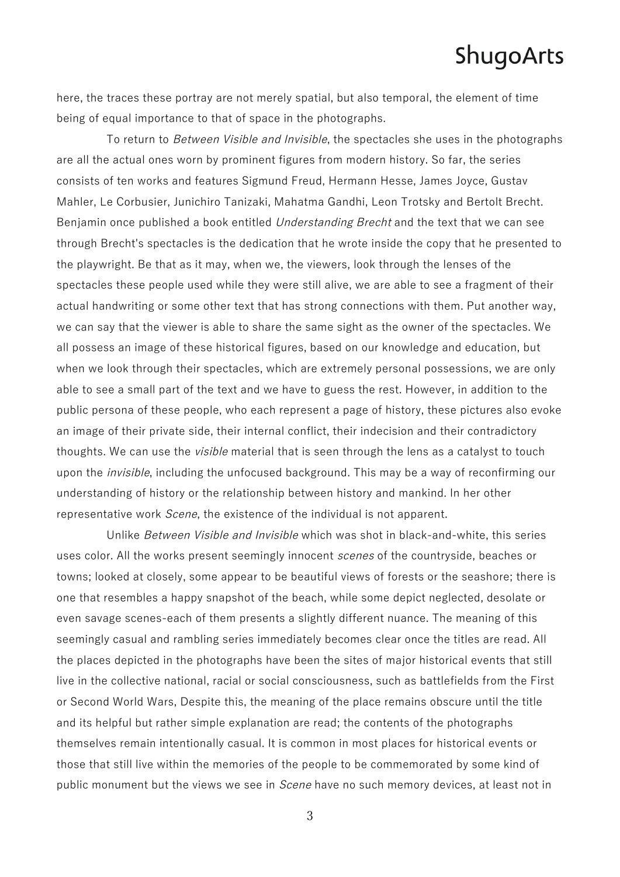here, the traces these portray are not merely spatial, but also temporal, the element of time being of equal importance to that of space in the photographs.

To return to *Between Visible and Invisible*, the spectacles she uses in the photographs are all the actual ones worn by prominent figures from modern history. So far, the series consists of ten works and features Sigmund Freud, Hermann Hesse, James Joyce, Gustav Mahler, Le Corbusier, Junichiro Tanizaki, Mahatma Gandhi, Leon Trotsky and Bertolt Brecht. Benjamin once published a book entitled *Understanding Brecht* and the text that we can see through Brecht's spectacles is the dedication that he wrote inside the copy that he presented to the playwright. Be that as it may, when we, the viewers, look through the lenses of the spectacles these people used while they were still alive, we are able to see a fragment of their actual handwriting or some other text that has strong connections with them. Put another way, we can say that the viewer is able to share the same sight as the owner of the spectacles. We all possess an image of these historical figures, based on our knowledge and education, but when we look through their spectacles, which are extremely personal possessions, we are only able to see a small part of the text and we have to guess the rest. However, in addition to the public persona of these people, who each represent a page of history, these pictures also evoke an image of their private side, their internal conflict, their indecision and their contradictory thoughts. We can use the *visible* material that is seen through the lens as a catalyst to touch upon the *invisible*, including the unfocused background. This may be a way of reconfirming our understanding of history or the relationship between history and mankind. In her other representative work *Scene*, the existence of the individual is not apparent.

Unlike *Between Visible and Invisible* which was shot in black-and-white, this series uses color. All the works present seemingly innocent *scenes* of the countryside, beaches or towns; looked at closely, some appear to be beautiful views of forests or the seashore; there is one that resembles a happy snapshot of the beach, while some depict neglected, desolate or even savage scenes-each of them presents a slightly different nuance. The meaning of this seemingly casual and rambling series immediately becomes clear once the titles are read. All the places depicted in the photographs have been the sites of major historical events that still live in the collective national, racial or social consciousness, such as battlefields from the First or Second World Wars, Despite this, the meaning of the place remains obscure until the title and its helpful but rather simple explanation are read; the contents of the photographs themselves remain intentionally casual. It is common in most places for historical events or those that still live within the memories of the people to be commemorated by some kind of public monument but the views we see in *Scene* have no such memory devices, at least not in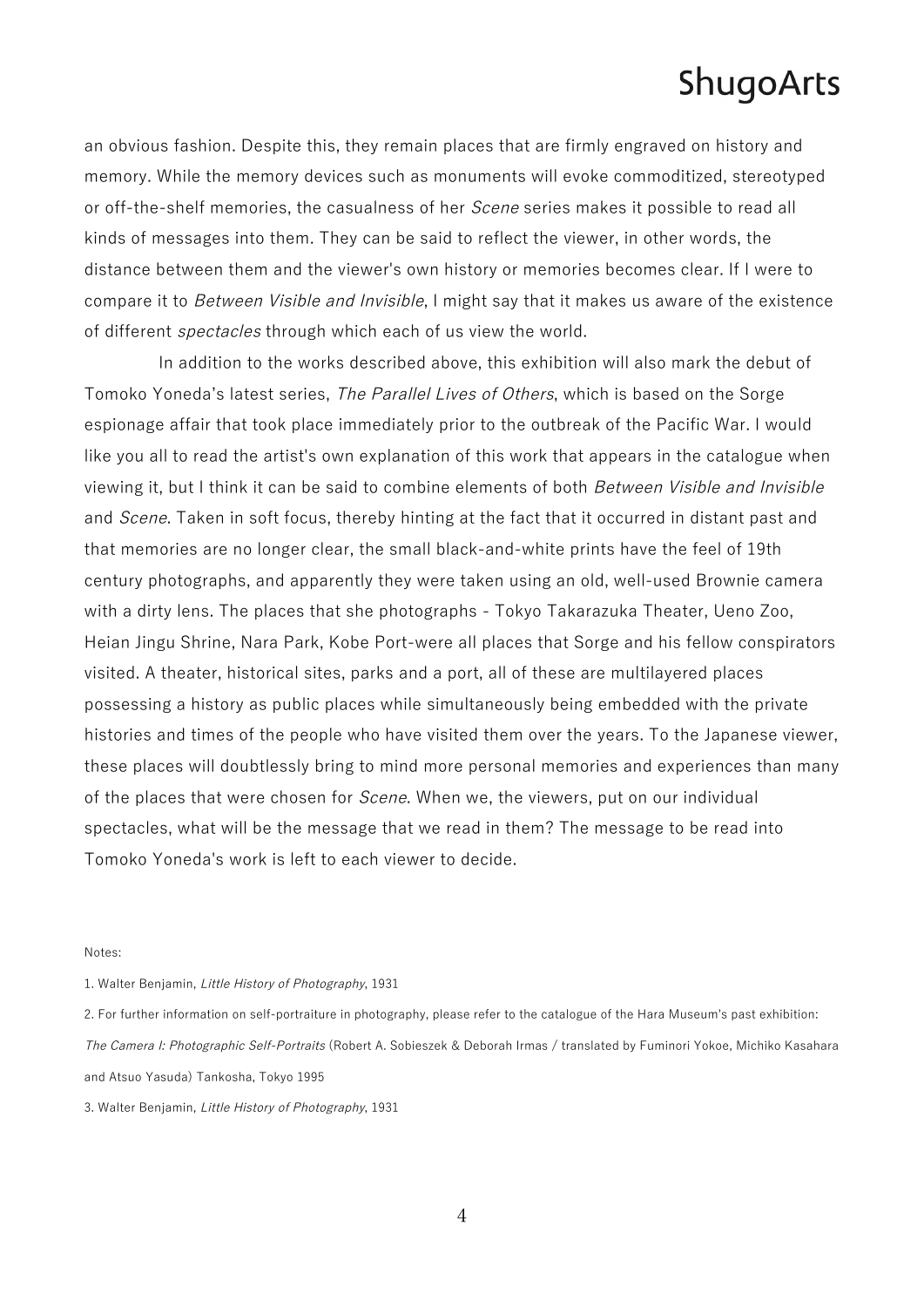an obvious fashion. Despite this, they remain places that are firmly engraved on history and memory. While the memory devices such as monuments will evoke commoditized, stereotyped or off-the-shelf memories, the casualness of her *Scene* series makes it possible to read all kinds of messages into them. They can be said to reflect the viewer, in other words, the distance between them and the viewer's own history or memories becomes clear. If I were to compare it to *Between Visible and Invisible*, I might say that it makes us aware of the existence of different *spectacles* through which each of us view the world.

In addition to the works described above, this exhibition will also mark the debut of Tomoko Yoneda's latest series, *The Parallel Lives of Others*, which is based on the Sorge espionage affair that took place immediately prior to the outbreak of the Pacific War. I would like you all to read the artist's own explanation of this work that appears in the catalogue when viewing it, but I think it can be said to combine elements of both *Between Visible and Invisible* and *Scene*. Taken in soft focus, thereby hinting at the fact that it occurred in distant past and that memories are no longer clear, the small black-and-white prints have the feel of 19th century photographs, and apparently they were taken using an old, well-used Brownie camera with a dirty lens. The places that she photographs - Tokyo Takarazuka Theater, Ueno Zoo, Heian Jingu Shrine, Nara Park, Kobe Port-were all places that Sorge and his fellow conspirators visited. A theater, historical sites, parks and a port, all of these are multilayered places possessing a history as public places while simultaneously being embedded with the private histories and times of the people who have visited them over the years. To the Japanese viewer, these places will doubtlessly bring to mind more personal memories and experiences than many of the places that were chosen for *Scene*. When we, the viewers, put on our individual spectacles, what will be the message that we read in them? The message to be read into Tomoko Yoneda's work is left to each viewer to decide.

Notes:

1. Walter Benjamin, *Little History of Photography*, 1931

2. For further information on self-portraiture in photography, please refer to the catalogue of the Hara Museum's past exhibition: *The Camera I: Photographic Self-Portraits* (Robert A. Sobieszek & Deborah Irmas / translated by Fuminori Yokoe, Michiko Kasahara and Atsuo Yasuda) Tankosha, Tokyo 1995

3. Walter Benjamin, *Little History of Photography*, 1931